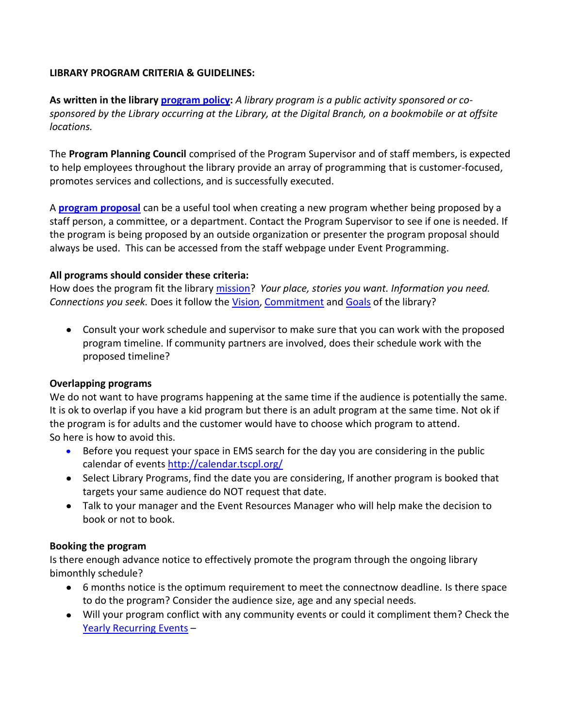**LIBRARY PROGRAM CRITERIA & GUIDELINES:**

**As written in the library program policy:** *A library program is a public activity sponsored or co-sponsored by the Library occurring at the Library, at the Digital Branch, on a bookmobile or at offsite locations.*

The **Program Planning Council** comprised of the Program Supervisor and of staff members, is expected to help employees throughout the library provide an array of programming that is customer-focused, promotes services and collections, and is successfully executed.

A **program proposal** can be a useful tool when creating a new program whether being proposed by a staff person, a committee, or a department. Contact the Program Supervisor to see if one is needed. If the program is being proposed by an outside organization or presenter the program proposal should always be used. This can be accessed from the staff webpage under Event Programming.

**All programs should consider these criteria:**
How does the program fit the library mission? *Your place, stories you want. Information you need. Connections you seek.* Does it follow the Vision, Commitment and Goals of the library?

- Consult your work schedule and supervisor to make sure that you can work with the proposed program timeline. If community partners are involved, does their schedule work with the proposed timeline?

**Overlapping programs**
We do not want to have programs happening at the same time if the audience is potentially the same. It is ok to overlap if you have a kid program but there is an adult program at the same time. Not ok if the program is for adults and the customer would have to choose which program to attend.
So here is how to avoid this.

- Before you request your space in EMS search for the day you are considering in the public calendar of events http://calendar.tscpl.org/
- Select Library Programs, find the date you are considering, If another program is booked that targets your same audience do NOT request that date.
- Talk to your manager and the Event Resources Manager who will help make the decision to book or not to book.

**Booking the program**
Is there enough advance notice to effectively promote the program through the ongoing library bimonthly schedule?

- 6 months notice is the optimum requirement to meet the connectnow deadline. Is there space to do the program? Consider the audience size, age and any special needs.
- Will your program conflict with any community events or could it compliment them? Check the Yearly Recurring Events –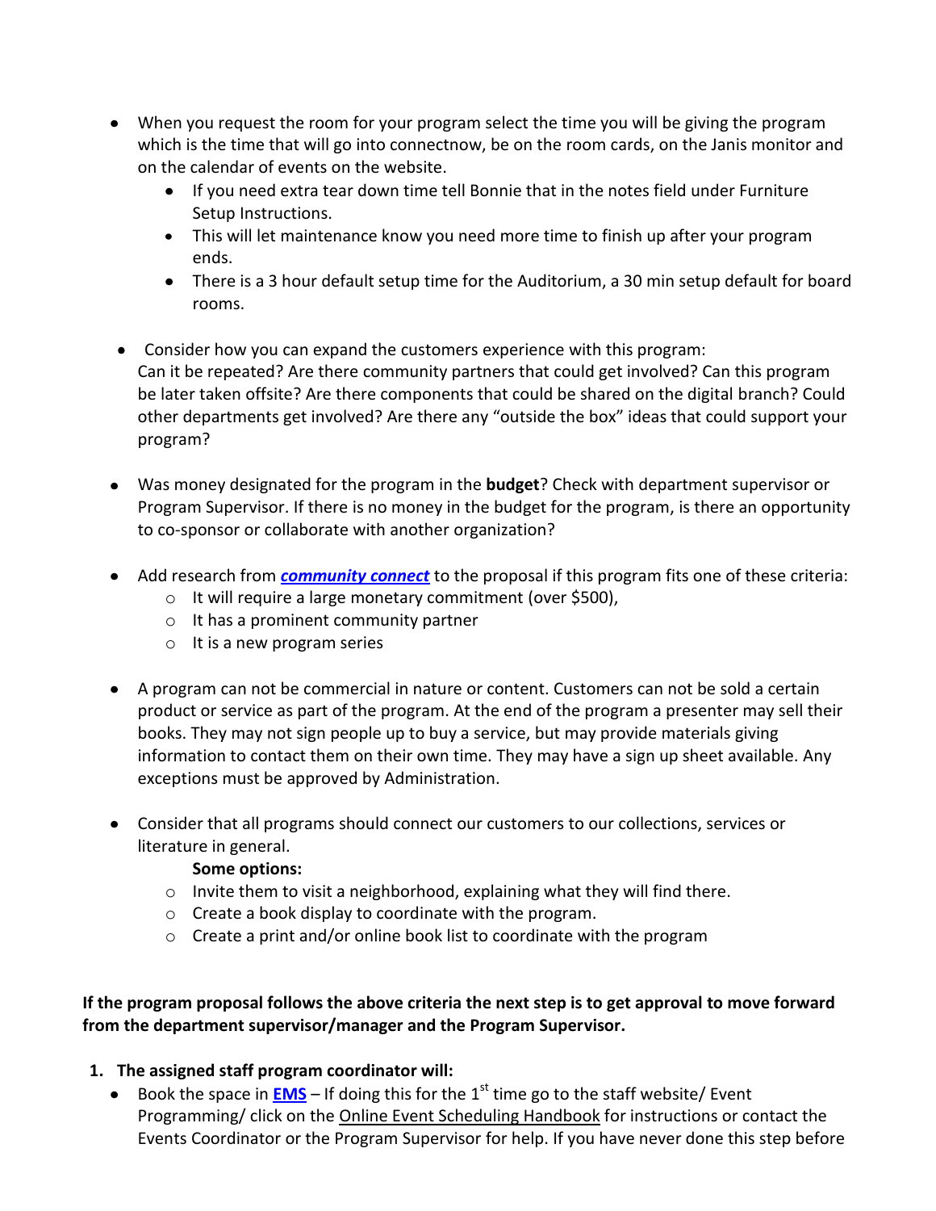- When you request the room for your program select the time you will be giving the program which is the time that will go into connectnow, be on the room cards, on the Janis monitor and on the calendar of events on the website.
    - If you need extra tear down time tell Bonnie that in the notes field under Furniture Setup Instructions.
    - This will let maintenance know you need more time to finish up after your program ends.
    - There is a 3 hour default setup time for the Auditorium, a 30 min setup default for board rooms.

- Consider how you can expand the customers experience with this program: Can it be repeated? Are there community partners that could get involved? Can this program be later taken offsite? Are there components that could be shared on the digital branch? Could other departments get involved? Are there any "outside the box" ideas that could support your program?

- Was money designated for the program in the **budget**? Check with department supervisor or Program Supervisor. If there is no money in the budget for the program, is there an opportunity to co-sponsor or collaborate with another organization?

- Add research from ***community connect*** to the proposal if this program fits one of these criteria:
    - It will require a large monetary commitment (over $500),
    - It has a prominent community partner
    - It is a new program series

- A program can not be commercial in nature or content. Customers can not be sold a certain product or service as part of the program. At the end of the program a presenter may sell their books. They may not sign people up to buy a service, but may provide materials giving information to contact them on their own time. They may have a sign up sheet available. Any exceptions must be approved by Administration.

- Consider that all programs should connect our customers to our collections, services or literature in general.

  **Some options:**
    - Invite them to visit a neighborhood, explaining what they will find there.
    - Create a book display to coordinate with the program.
    - Create a print and/or online book list to coordinate with the program

**If the program proposal follows the above criteria the next step is to get approval to move forward from the department supervisor/manager and the Program Supervisor.**

1. **The assigned staff program coordinator will:**
    - Book the space in **EMS** – If doing this for the 1st time go to the staff website/ Event Programming/ click on the Online Event Scheduling Handbook for instructions or contact the Events Coordinator or the Program Supervisor for help. If you have never done this step before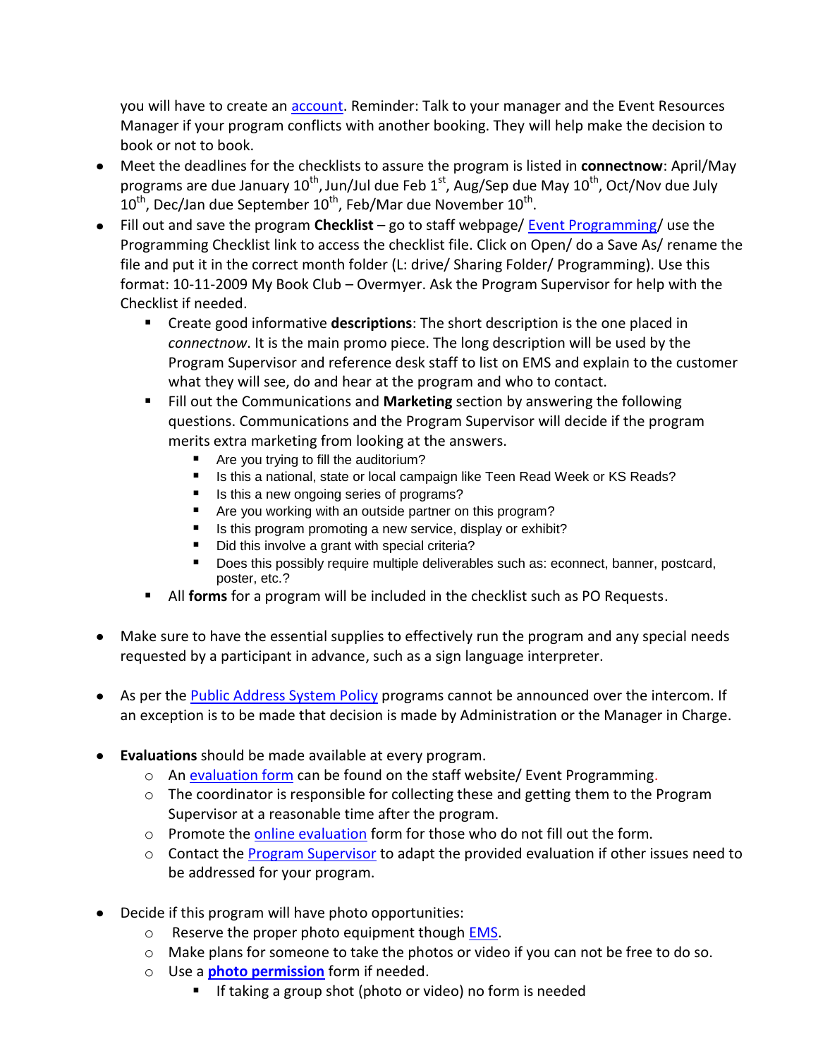you will have to create an account. Reminder: Talk to your manager and the Event Resources Manager if your program conflicts with another booking. They will help make the decision to book or not to book.

- Meet the deadlines for the checklists to assure the program is listed in **connectnow**: April/May programs are due January 10th, Jun/Jul due Feb 1st, Aug/Sep due May 10th, Oct/Nov due July 10th, Dec/Jan due September 10th, Feb/Mar due November 10th.
- Fill out and save the program **Checklist** – go to staff webpage/ Event Programming/ use the Programming Checklist link to access the checklist file. Click on Open/ do a Save As/ rename the file and put it in the correct month folder (L: drive/ Sharing Folder/ Programming). Use this format: 10-11-2009 My Book Club – Overmyer. Ask the Program Supervisor for help with the Checklist if needed.
  - Create good informative **descriptions**: The short description is the one placed in *connectnow*. It is the main promo piece. The long description will be used by the Program Supervisor and reference desk staff to list on EMS and explain to the customer what they will see, do and hear at the program and who to contact.
  - Fill out the Communications and **Marketing** section by answering the following questions. Communications and the Program Supervisor will decide if the program merits extra marketing from looking at the answers.
    - Are you trying to fill the auditorium?
    - Is this a national, state or local campaign like Teen Read Week or KS Reads?
    - Is this a new ongoing series of programs?
    - Are you working with an outside partner on this program?
    - Is this program promoting a new service, display or exhibit?
    - Did this involve a grant with special criteria?
    - Does this possibly require multiple deliverables such as: econnect, banner, postcard, poster, etc.?
  - All **forms** for a program will be included in the checklist such as PO Requests.

- Make sure to have the essential supplies to effectively run the program and any special needs requested by a participant in advance, such as a sign language interpreter.

- As per the Public Address System Policy programs cannot be announced over the intercom. If an exception is to be made that decision is made by Administration or the Manager in Charge.

- **Evaluations** should be made available at every program.
  - An evaluation form can be found on the staff website/ Event Programming.
  - The coordinator is responsible for collecting these and getting them to the Program Supervisor at a reasonable time after the program.
  - Promote the online evaluation form for those who do not fill out the form.
  - Contact the Program Supervisor to adapt the provided evaluation if other issues need to be addressed for your program.

- Decide if this program will have photo opportunities:
  - Reserve the proper photo equipment though EMS.
  - Make plans for someone to take the photos or video if you can not be free to do so.
  - Use a **photo permission** form if needed.
    - If taking a group shot (photo or video) no form is needed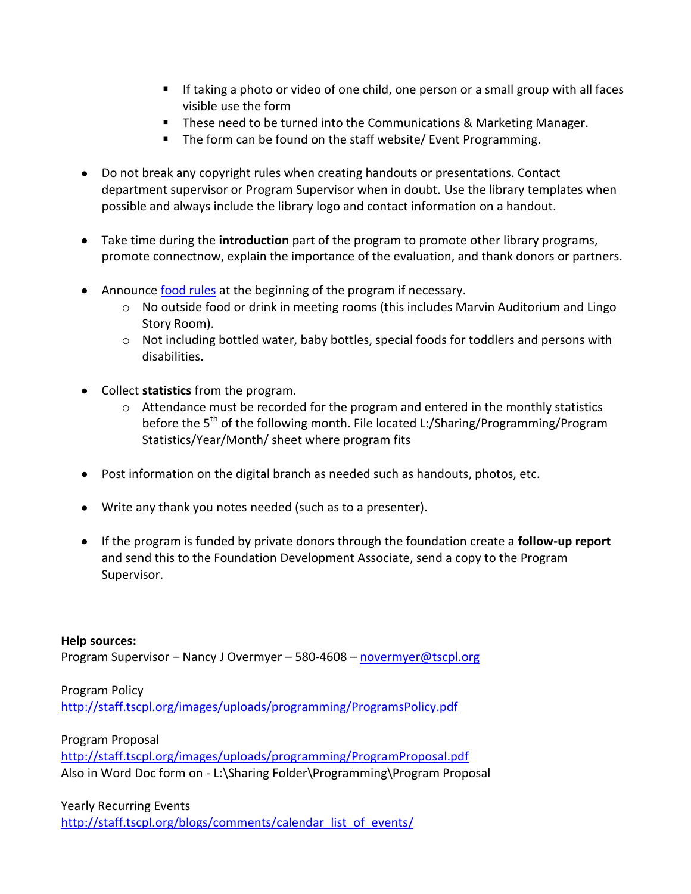- If taking a photo or video of one child, one person or a small group with all faces visible use the form
    - These need to be turned into the Communications & Marketing Manager.
    - The form can be found on the staff website/ Event Programming.

- Do not break any copyright rules when creating handouts or presentations. Contact department supervisor or Program Supervisor when in doubt. Use the library templates when possible and always include the library logo and contact information on a handout.

- Take time during the **introduction** part of the program to promote other library programs, promote connectnow, explain the importance of the evaluation, and thank donors or partners.

- Announce [food rules](food rules) at the beginning of the program if necessary.
    - No outside food or drink in meeting rooms (this includes Marvin Auditorium and Lingo Story Room).
    - Not including bottled water, baby bottles, special foods for toddlers and persons with disabilities.

- Collect **statistics** from the program.
    - Attendance must be recorded for the program and entered in the monthly statistics before the 5th of the following month. File located L:/Sharing/Programming/Program Statistics/Year/Month/ sheet where program fits

- Post information on the digital branch as needed such as handouts, photos, etc.

- Write any thank you notes needed (such as to a presenter).

- If the program is funded by private donors through the foundation create a **follow-up report** and send this to the Foundation Development Associate, send a copy to the Program Supervisor.

**Help sources:**
Program Supervisor – Nancy J Overmyer – 580-4608 – [novermyer@tscpl.org](mailto:novermyer@tscpl.org)

Program Policy
http://staff.tscpl.org/images/uploads/programming/ProgramsPolicy.pdf

Program Proposal
http://staff.tscpl.org/images/uploads/programming/ProgramProposal.pdf
Also in Word Doc form on - L:\Sharing Folder\Programming\Program Proposal

Yearly Recurring Events
http://staff.tscpl.org/blogs/comments/calendar_list_of_events/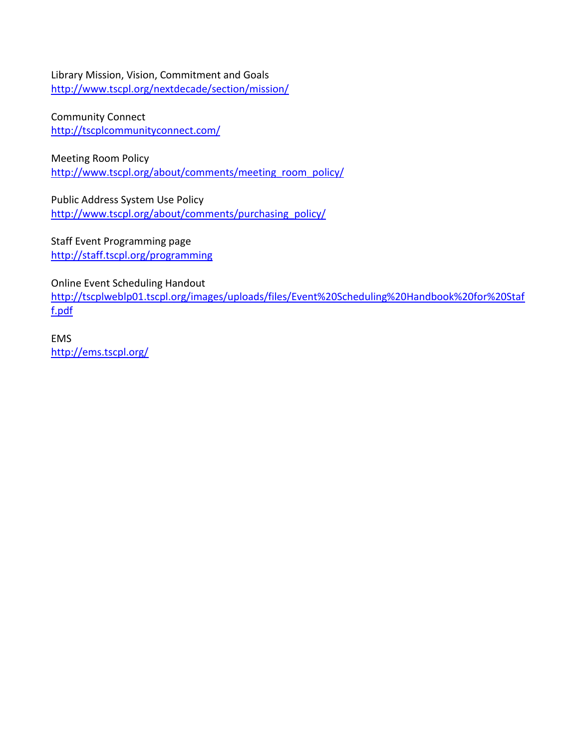Library Mission, Vision, Commitment and Goals
http://www.tscpl.org/nextdecade/section/mission/

Community Connect
http://tscplcommunityconnect.com/

Meeting Room Policy
http://www.tscpl.org/about/comments/meeting_room_policy/

Public Address System Use Policy
http://www.tscpl.org/about/comments/purchasing_policy/

Staff Event Programming page
http://staff.tscpl.org/programming

Online Event Scheduling Handout
http://tscplweblp01.tscpl.org/images/uploads/files/Event%20Scheduling%20Handbook%20for%20Staff.pdf

EMS
http://ems.tscpl.org/